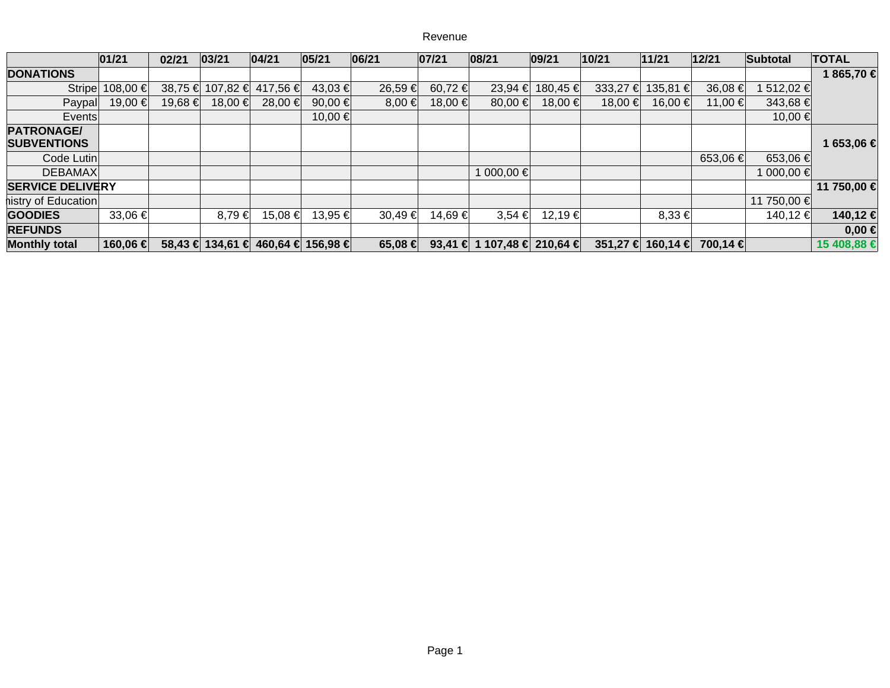Revenue

| | 01/21 | 02/21 | 03/21 | 04/21 | 05/21 | 06/21 | 07/21 | 08/21 | 09/21 | 10/21 | 11/21 | 12/21 | Subtotal | TOTAL |
|---|---|---|---|---|---|---|---|---|---|---|---|---|---|---|
| **DONATIONS** | | | | | | | | | | | | | | **1 865,70 €** |
| Stripe | 108,00 € | 38,75 € | 107,82 € | 417,56 € | 43,03 € | 26,59 € | 60,72 € | 23,94 € | 180,45 € | 333,27 € | 135,81 € | 36,08 € | 1 512,02 € | |
| Paypal | 19,00 € | 19,68 € | 18,00 € | 28,00 € | 90,00 € | 8,00 € | 18,00 € | 80,00 € | 18,00 € | 18,00 € | 16,00 € | 11,00 € | 343,68 € | |
| Events | | | | | 10,00 € | | | | | | | | 10,00 € | |
| **PATRONAGE/ SUBVENTIONS** | | | | | | | | | | | | | | **1 653,06 €** |
| Code Lutin | | | | | | | | | | | | 653,06 € | 653,06 € | |
| DEBAMAX | | | | | | | | 1 000,00 € | | | | | 1 000,00 € | |
| **SERVICE DELIVERY** | | | | | | | | | | | | | | **11 750,00 €** |
| Ministry of Education | | | | | | | | | | | | | 11 750,00 € | |
| **GOODIES** | 33,06 € | | 8,79 € | 15,08 € | 13,95 € | 30,49 € | 14,69 € | 3,54 € | 12,19 € | | 8,33 € | | 140,12 € | **140,12 €** |
| **REFUNDS** | | | | | | | | | | | | | | **0,00 €** |
| **Monthly total** | **160,06 €** | **58,43 €** | **134,61 €** | **460,64 €** | **156,98 €** | **65,08 €** | **93,41 €** | **1 107,48 €** | **210,64 €** | **351,27 €** | **160,14 €** | **700,14 €** | | **15 408,88 €** |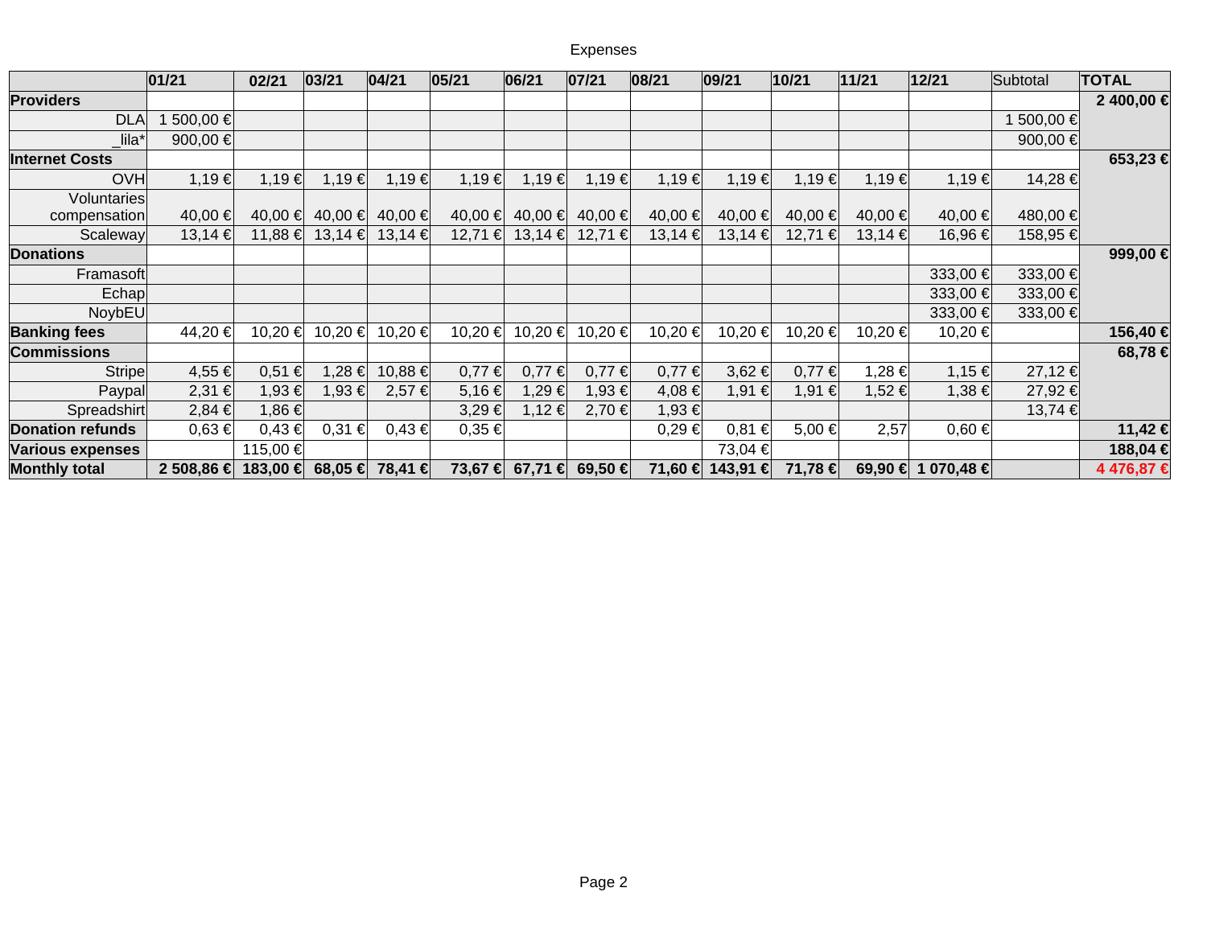Expenses

| | 01/21 | 02/21 | 03/21 | 04/21 | 05/21 | 06/21 | 07/21 | 08/21 | 09/21 | 10/21 | 11/21 | 12/21 | Subtotal | TOTAL |
|---|---|---|---|---|---|---|---|---|---|---|---|---|---|---|
| **Providers** | | | | | | | | | | | | | | **2 400,00 €** |
| DLA | 1 500,00 € | | | | | | | | | | | | 1 500,00 € | |
| _lila* | 900,00 € | | | | | | | | | | | | 900,00 € | |
| **Internet Costs** | | | | | | | | | | | | | | **653,23 €** |
| OVH | 1,19 € | 1,19 € | 1,19 € | 1,19 € | 1,19 € | 1,19 € | 1,19 € | 1,19 € | 1,19 € | 1,19 € | 1,19 € | 1,19 € | 14,28 € | |
| Voluntaries compensation | 40,00 € | 40,00 € | 40,00 € | 40,00 € | 40,00 € | 40,00 € | 40,00 € | 40,00 € | 40,00 € | 40,00 € | 40,00 € | 40,00 € | 480,00 € | |
| Scaleway | 13,14 € | 11,88 € | 13,14 € | 13,14 € | 12,71 € | 13,14 € | 12,71 € | 13,14 € | 13,14 € | 12,71 € | 13,14 € | 16,96 € | 158,95 € | |
| **Donations** | | | | | | | | | | | | | | **999,00 €** |
| Framasoft | | | | | | | | | | | | 333,00 € | 333,00 € | |
| Echap | | | | | | | | | | | | 333,00 € | 333,00 € | |
| NoybEU | | | | | | | | | | | | 333,00 € | 333,00 € | |
| **Banking fees** | 44,20 € | 10,20 € | 10,20 € | 10,20 € | 10,20 € | 10,20 € | 10,20 € | 10,20 € | 10,20 € | 10,20 € | 10,20 € | 10,20 € | | **156,40 €** |
| **Commissions** | | | | | | | | | | | | | | **68,78 €** |
| Stripe | 4,55 € | 0,51 € | 1,28 € | 10,88 € | 0,77 € | 0,77 € | 0,77 € | 0,77 € | 3,62 € | 0,77 € | 1,28 € | 1,15 € | 27,12 € | |
| Paypal | 2,31 € | 1,93 € | 1,93 € | 2,57 € | 5,16 € | 1,29 € | 1,93 € | 4,08 € | 1,91 € | 1,91 € | 1,52 € | 1,38 € | 27,92 € | |
| Spreadshirt | 2,84 € | 1,86 € | | | 3,29 € | 1,12 € | 2,70 € | 1,93 € | | | | | 13,74 € | |
| **Donation refunds** | 0,63 € | 0,43 € | 0,31 € | 0,43 € | 0,35 € | | | 0,29 € | 0,81 € | 5,00 € | 2,57 | 0,60 € | | **11,42 €** |
| **Various expenses** | | 115,00 € | | | | | | | 73,04 € | | | | | **188,04 €** |
| **Monthly total** | **2 508,86 €** | **183,00 €** | **68,05 €** | **78,41 €** | **73,67 €** | **67,71 €** | **69,50 €** | **71,60 €** | **143,91 €** | **71,78 €** | **69,90 €** | **1 070,48 €** | | **4 476,87 €** |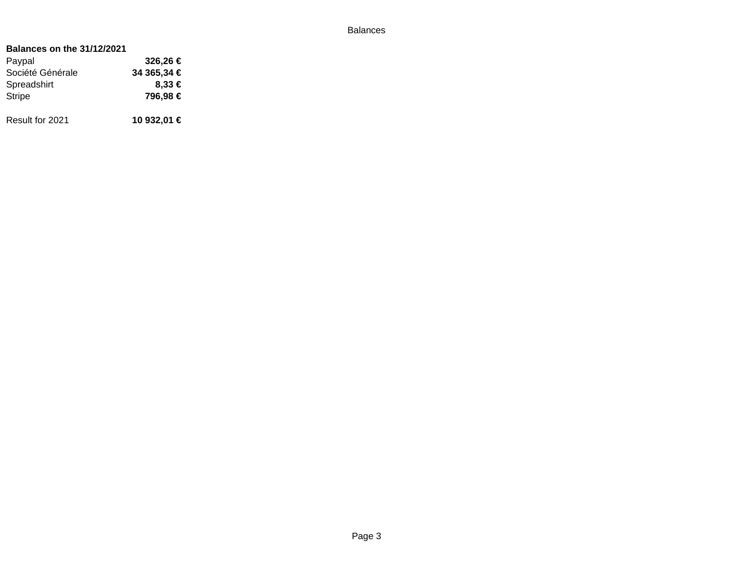Balances

| | |
|---|---|
| **Balances on the 31/12/2021** | |
| Paypal | **326,26 €** |
| Société Générale | **34 365,34 €** |
| Spreadshirt | **8,33 €** |
| Stripe | **796,98 €** |
| | |
| Result for 2021 | **10 932,01 €** |